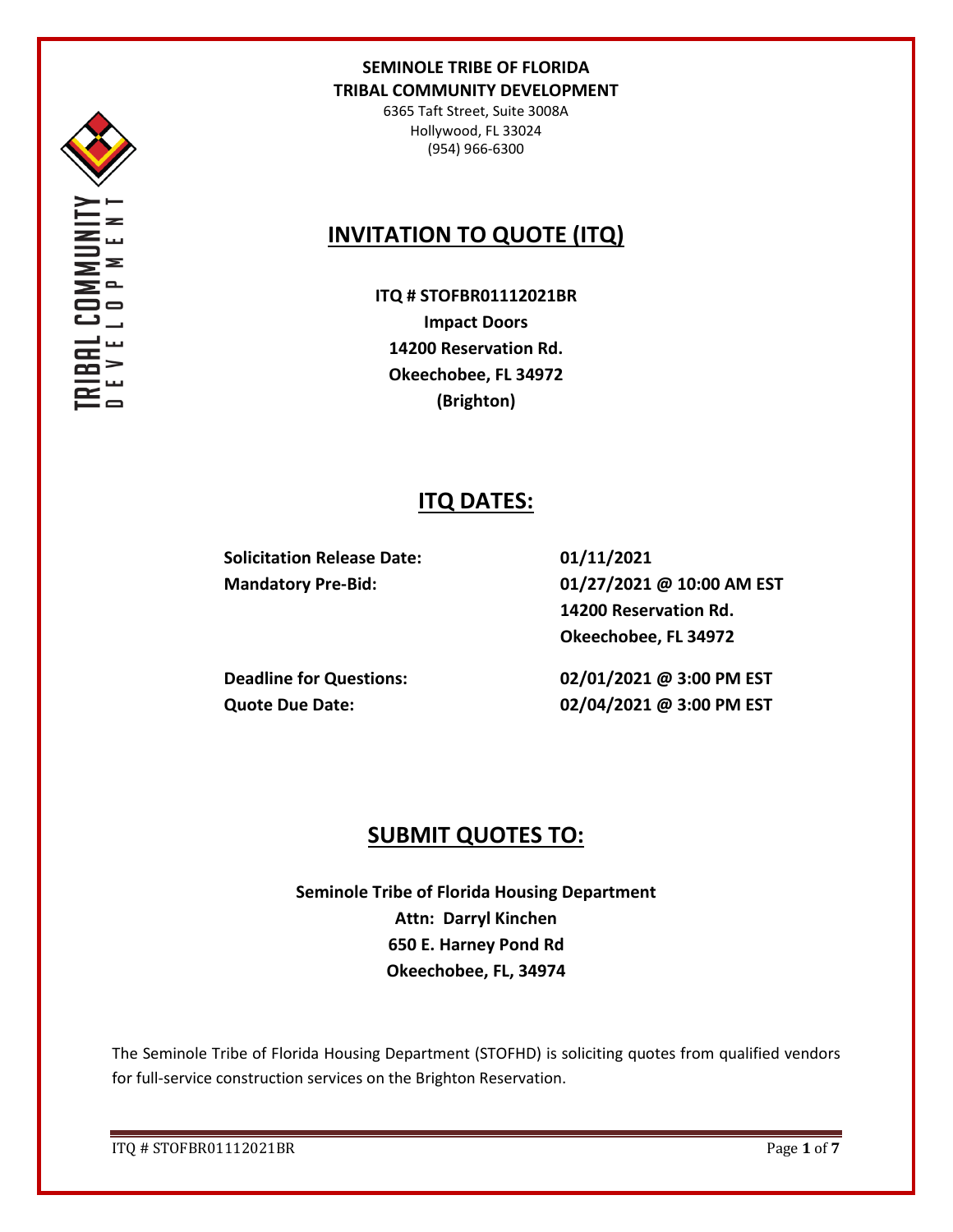**SEMINOLE TRIBE OF FLORIDA**
**TRIBAL COMMUNITY DEVELOPMENT**

6365 Taft Street, Suite 3008A
Hollywood, FL 33024
(954) 966-6300

# INVITATION TO QUOTE (ITQ)

**ITQ # STOFBR01112021BR**
**Impact Doors**
**14200 Reservation Rd.**
**Okeechobee, FL 34972**
**(Brighton)**

## ITQ DATES:

| | |
|---|---|
| **Solicitation Release Date:** | **01/11/2021** |
| **Mandatory Pre-Bid:** | **01/27/2021 @ 10:00 AM EST**<br>**14200 Reservation Rd.**<br>**Okeechobee, FL 34972** |
| **Deadline for Questions:** | **02/01/2021 @ 3:00 PM EST** |
| **Quote Due Date:** | **02/04/2021 @ 3:00 PM EST** |

## SUBMIT QUOTES TO:

**Seminole Tribe of Florida Housing Department**
**Attn: Darryl Kinchen**
**650 E. Harney Pond Rd**
**Okeechobee, FL, 34974**

The Seminole Tribe of Florida Housing Department (STOFHD) is soliciting quotes from qualified vendors for full-service construction services on the Brighton Reservation.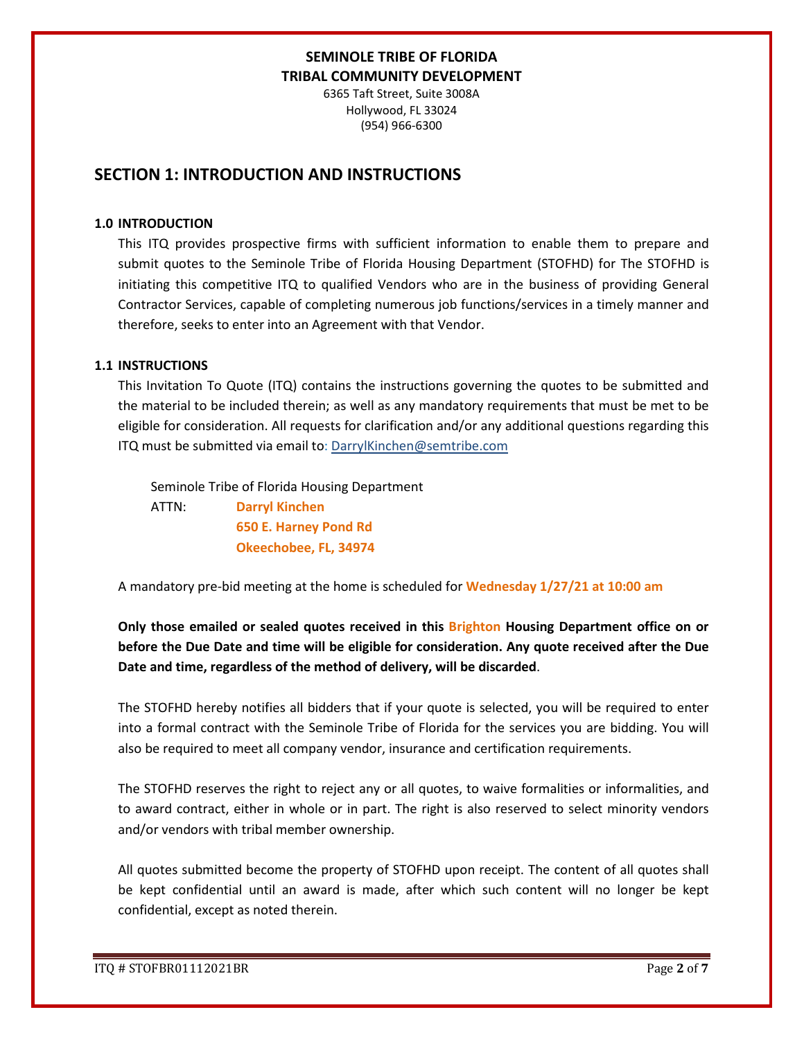**SEMINOLE TRIBE OF FLORIDA**
**TRIBAL COMMUNITY DEVELOPMENT**
6365 Taft Street, Suite 3008A
Hollywood, FL 33024
(954) 966-6300

## SECTION 1: INTRODUCTION AND INSTRUCTIONS

### 1.0 INTRODUCTION

This ITQ provides prospective firms with sufficient information to enable them to prepare and submit quotes to the Seminole Tribe of Florida Housing Department (STOFHD) for The STOFHD is initiating this competitive ITQ to qualified Vendors who are in the business of providing General Contractor Services, capable of completing numerous job functions/services in a timely manner and therefore, seeks to enter into an Agreement with that Vendor.

### 1.1 INSTRUCTIONS

This Invitation To Quote (ITQ) contains the instructions governing the quotes to be submitted and the material to be included therein; as well as any mandatory requirements that must be met to be eligible for consideration. All requests for clarification and/or any additional questions regarding this ITQ must be submitted via email to: DarrylKinchen@semtribe.com

Seminole Tribe of Florida Housing Department
ATTN: **Darryl Kinchen**
**650 E. Harney Pond Rd**
**Okeechobee, FL, 34974**

A mandatory pre-bid meeting at the home is scheduled for **Wednesday 1/27/21 at 10:00 am**

**Only those emailed or sealed quotes received in this Brighton Housing Department office on or before the Due Date and time will be eligible for consideration. Any quote received after the Due Date and time, regardless of the method of delivery, will be discarded**.

The STOFHD hereby notifies all bidders that if your quote is selected, you will be required to enter into a formal contract with the Seminole Tribe of Florida for the services you are bidding. You will also be required to meet all company vendor, insurance and certification requirements.

The STOFHD reserves the right to reject any or all quotes, to waive formalities or informalities, and to award contract, either in whole or in part. The right is also reserved to select minority vendors and/or vendors with tribal member ownership.

All quotes submitted become the property of STOFHD upon receipt. The content of all quotes shall be kept confidential until an award is made, after which such content will no longer be kept confidential, except as noted therein.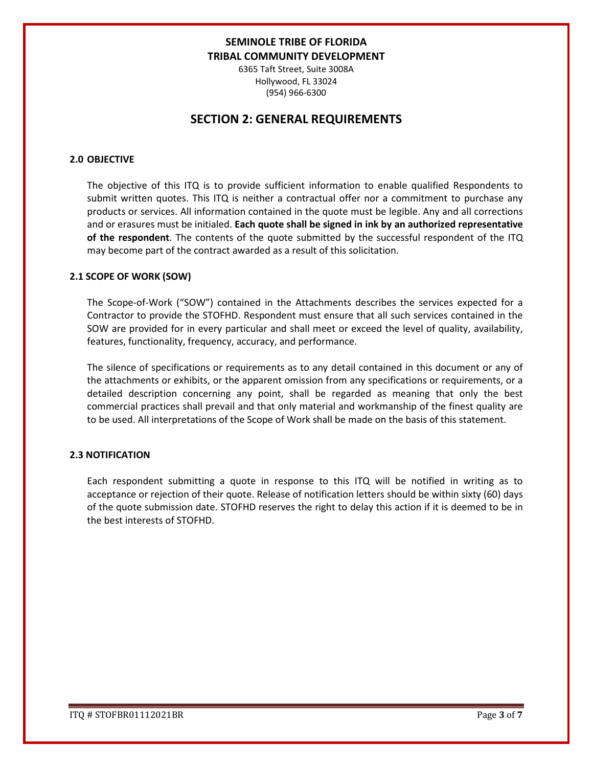**SEMINOLE TRIBE OF FLORIDA**
**TRIBAL COMMUNITY DEVELOPMENT**
6365 Taft Street, Suite 3008A
Hollywood, FL 33024
(954) 966-6300

# SECTION 2: GENERAL REQUIREMENTS

## 2.0 OBJECTIVE

The objective of this ITQ is to provide sufficient information to enable qualified Respondents to submit written quotes. This ITQ is neither a contractual offer nor a commitment to purchase any products or services. All information contained in the quote must be legible. Any and all corrections and or erasures must be initialed. **Each quote shall be signed in ink by an authorized representative of the respondent**. The contents of the quote submitted by the successful respondent of the ITQ may become part of the contract awarded as a result of this solicitation.

## 2.1 SCOPE OF WORK (SOW)

The Scope-of-Work ("SOW") contained in the Attachments describes the services expected for a Contractor to provide the STOFHD. Respondent must ensure that all such services contained in the SOW are provided for in every particular and shall meet or exceed the level of quality, availability, features, functionality, frequency, accuracy, and performance.

The silence of specifications or requirements as to any detail contained in this document or any of the attachments or exhibits, or the apparent omission from any specifications or requirements, or a detailed description concerning any point, shall be regarded as meaning that only the best commercial practices shall prevail and that only material and workmanship of the finest quality are to be used. All interpretations of the Scope of Work shall be made on the basis of this statement.

## 2.3 NOTIFICATION

Each respondent submitting a quote in response to this ITQ will be notified in writing as to acceptance or rejection of their quote. Release of notification letters should be within sixty (60) days of the quote submission date. STOFHD reserves the right to delay this action if it is deemed to be in the best interests of STOFHD.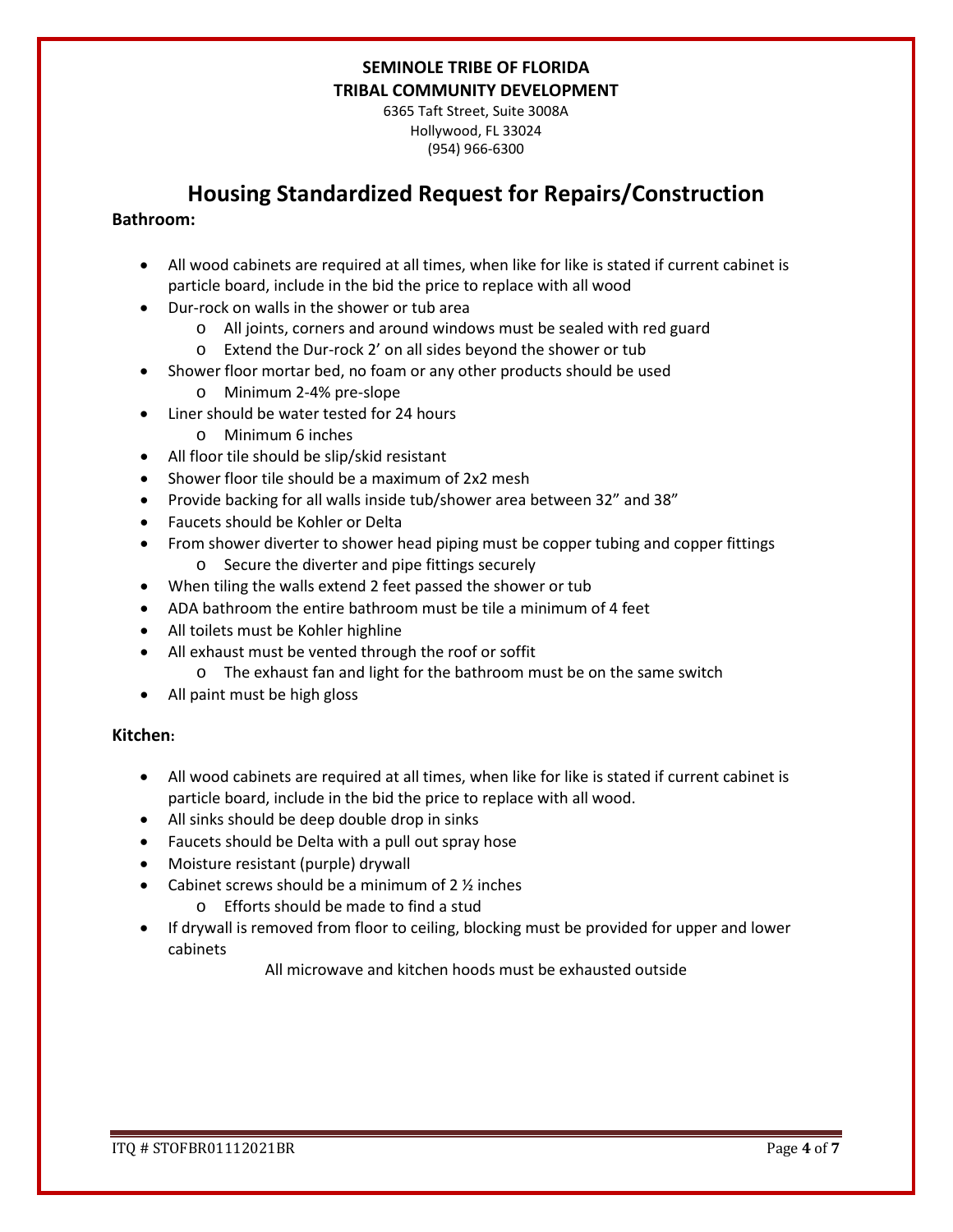**SEMINOLE TRIBE OF FLORIDA**
**TRIBAL COMMUNITY DEVELOPMENT**

6365 Taft Street, Suite 3008A
Hollywood, FL 33024
(954) 966-6300

# Housing Standardized Request for Repairs/Construction

**Bathroom:**

- All wood cabinets are required at all times, when like for like is stated if current cabinet is particle board, include in the bid the price to replace with all wood
- Dur-rock on walls in the shower or tub area
  - All joints, corners and around windows must be sealed with red guard
  - Extend the Dur-rock 2' on all sides beyond the shower or tub
- Shower floor mortar bed, no foam or any other products should be used
  - Minimum 2-4% pre-slope
- Liner should be water tested for 24 hours
  - Minimum 6 inches
- All floor tile should be slip/skid resistant
- Shower floor tile should be a maximum of 2x2 mesh
- Provide backing for all walls inside tub/shower area between 32" and 38"
- Faucets should be Kohler or Delta
- From shower diverter to shower head piping must be copper tubing and copper fittings
  - Secure the diverter and pipe fittings securely
- When tiling the walls extend 2 feet passed the shower or tub
- ADA bathroom the entire bathroom must be tile a minimum of 4 feet
- All toilets must be Kohler highline
- All exhaust must be vented through the roof or soffit
  - The exhaust fan and light for the bathroom must be on the same switch
- All paint must be high gloss

**Kitchen:**

- All wood cabinets are required at all times, when like for like is stated if current cabinet is particle board, include in the bid the price to replace with all wood.
- All sinks should be deep double drop in sinks
- Faucets should be Delta with a pull out spray hose
- Moisture resistant (purple) drywall
- Cabinet screws should be a minimum of 2 ½ inches
  - Efforts should be made to find a stud
- If drywall is removed from floor to ceiling, blocking must be provided for upper and lower cabinets

All microwave and kitchen hoods must be exhausted outside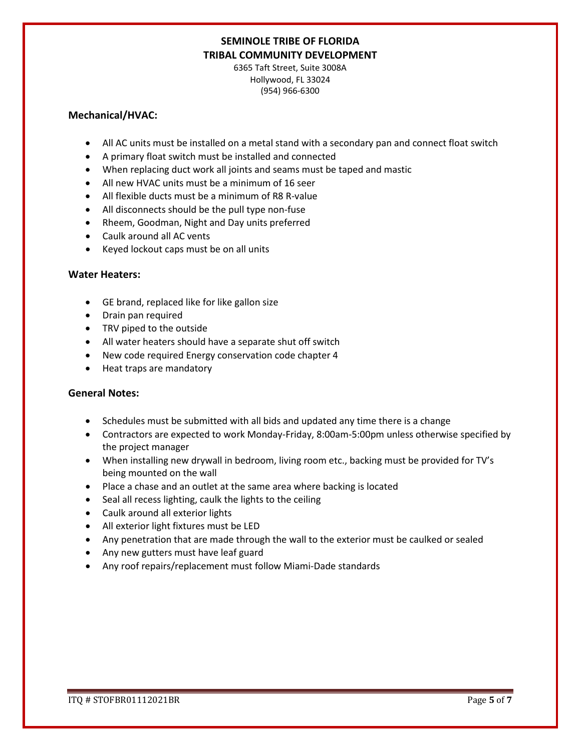**SEMINOLE TRIBE OF FLORIDA**
**TRIBAL COMMUNITY DEVELOPMENT**
6365 Taft Street, Suite 3008A
Hollywood, FL 33024
(954) 966-6300

### Mechanical/HVAC:

- All AC units must be installed on a metal stand with a secondary pan and connect float switch
- A primary float switch must be installed and connected
- When replacing duct work all joints and seams must be taped and mastic
- All new HVAC units must be a minimum of 16 seer
- All flexible ducts must be a minimum of R8 R-value
- All disconnects should be the pull type non-fuse
- Rheem, Goodman, Night and Day units preferred
- Caulk around all AC vents
- Keyed lockout caps must be on all units

### Water Heaters:

- GE brand, replaced like for like gallon size
- Drain pan required
- TRV piped to the outside
- All water heaters should have a separate shut off switch
- New code required Energy conservation code chapter 4
- Heat traps are mandatory

### General Notes:

- Schedules must be submitted with all bids and updated any time there is a change
- Contractors are expected to work Monday-Friday, 8:00am-5:00pm unless otherwise specified by the project manager
- When installing new drywall in bedroom, living room etc., backing must be provided for TV's being mounted on the wall
- Place a chase and an outlet at the same area where backing is located
- Seal all recess lighting, caulk the lights to the ceiling
- Caulk around all exterior lights
- All exterior light fixtures must be LED
- Any penetration that are made through the wall to the exterior must be caulked or sealed
- Any new gutters must have leaf guard
- Any roof repairs/replacement must follow Miami-Dade standards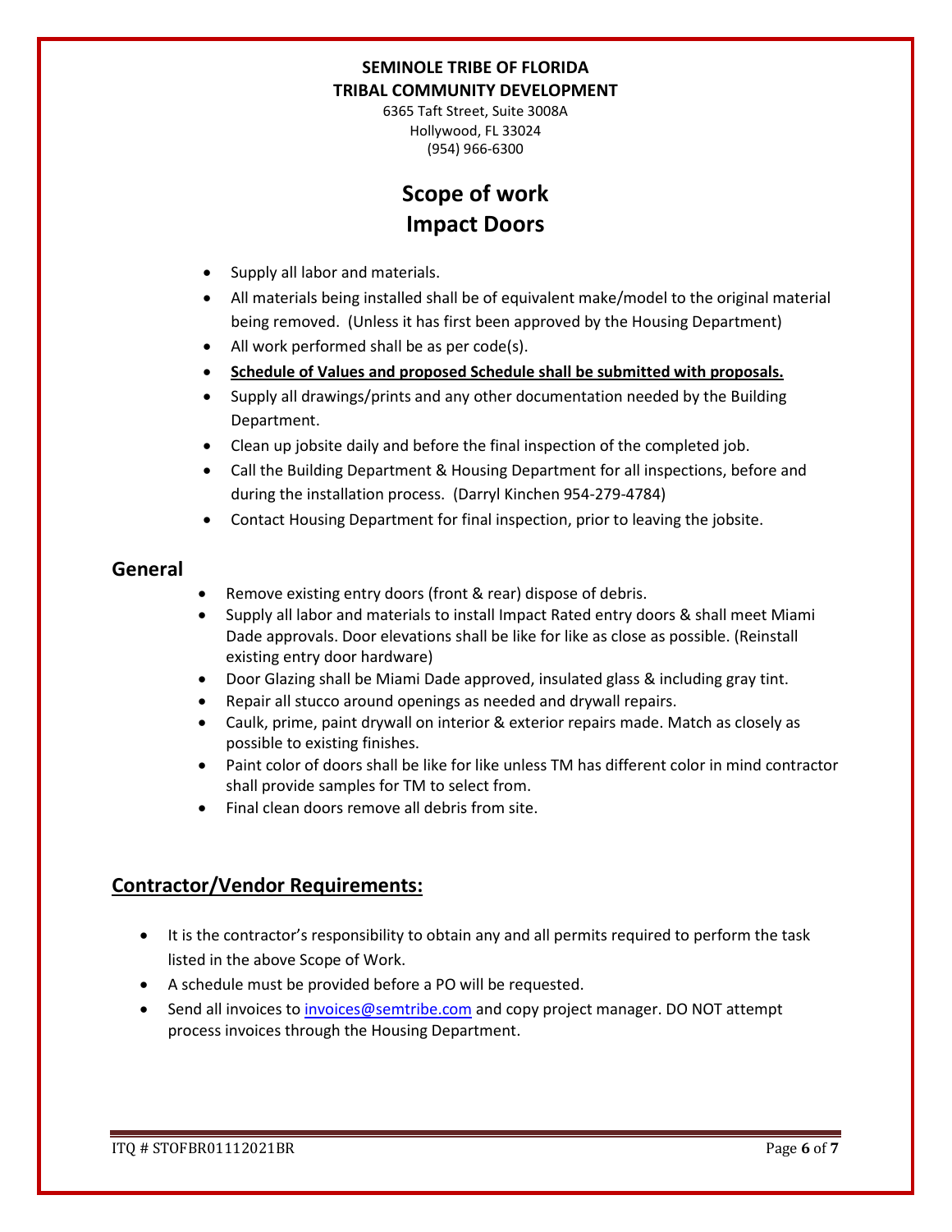**SEMINOLE TRIBE OF FLORIDA**
**TRIBAL COMMUNITY DEVELOPMENT**

6365 Taft Street, Suite 3008A
Hollywood, FL 33024
(954) 966-6300

# Scope of work
# Impact Doors

- Supply all labor and materials.
- All materials being installed shall be of equivalent make/model to the original material being removed. (Unless it has first been approved by the Housing Department)
- All work performed shall be as per code(s).
- **Schedule of Values and proposed Schedule shall be submitted with proposals.**
- Supply all drawings/prints and any other documentation needed by the Building Department.
- Clean up jobsite daily and before the final inspection of the completed job.
- Call the Building Department & Housing Department for all inspections, before and during the installation process. (Darryl Kinchen 954-279-4784)
- Contact Housing Department for final inspection, prior to leaving the jobsite.

## General

- Remove existing entry doors (front & rear) dispose of debris.
- Supply all labor and materials to install Impact Rated entry doors & shall meet Miami Dade approvals. Door elevations shall be like for like as close as possible. (Reinstall existing entry door hardware)
- Door Glazing shall be Miami Dade approved, insulated glass & including gray tint.
- Repair all stucco around openings as needed and drywall repairs.
- Caulk, prime, paint drywall on interior & exterior repairs made. Match as closely as possible to existing finishes.
- Paint color of doors shall be like for like unless TM has different color in mind contractor shall provide samples for TM to select from.
- Final clean doors remove all debris from site.

## Contractor/Vendor Requirements:

- It is the contractor's responsibility to obtain any and all permits required to perform the task listed in the above Scope of Work.
- A schedule must be provided before a PO will be requested.
- Send all invoices to invoices@semtribe.com and copy project manager. DO NOT attempt process invoices through the Housing Department.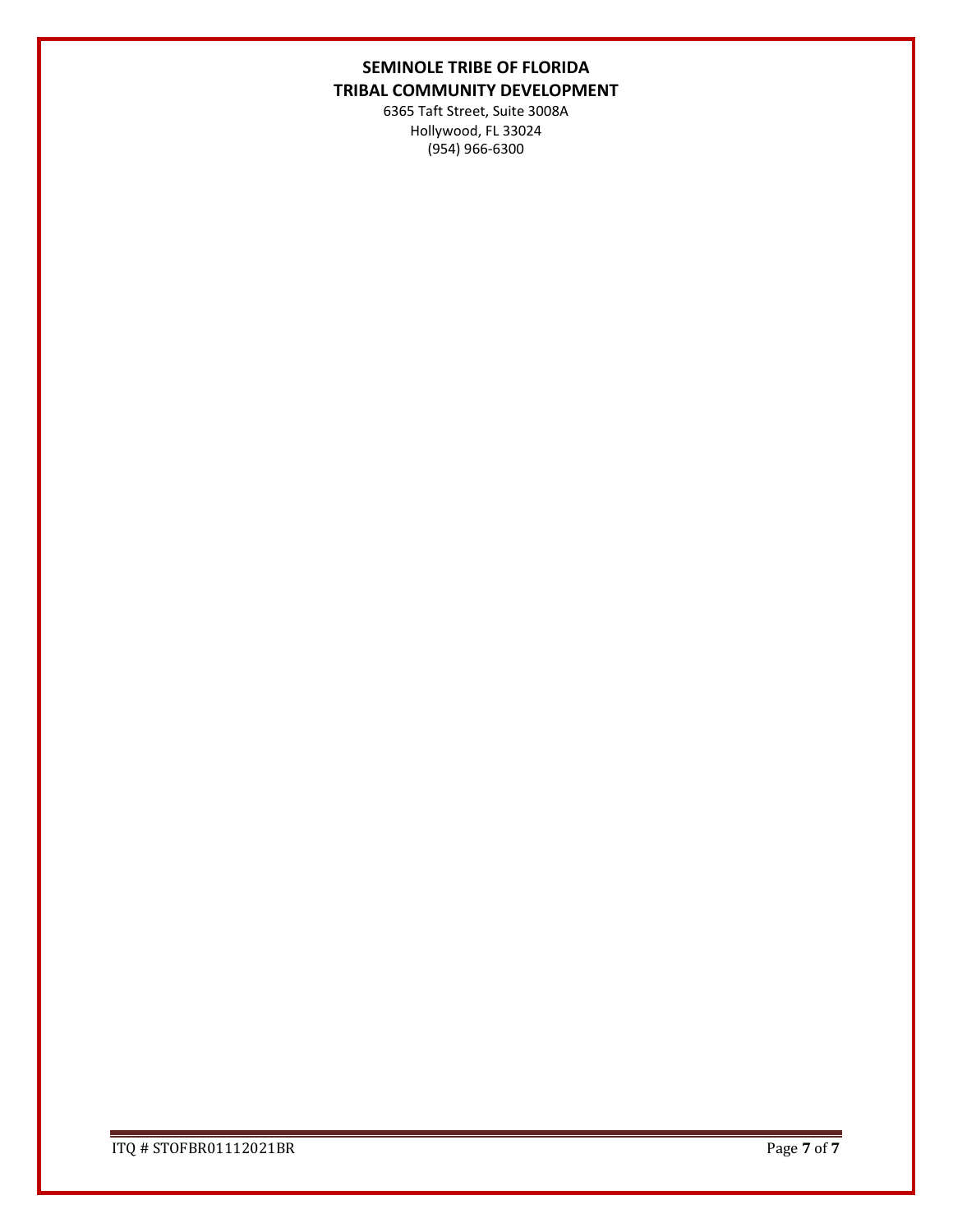**SEMINOLE TRIBE OF FLORIDA**
**TRIBAL COMMUNITY DEVELOPMENT**

6365 Taft Street, Suite 3008A
Hollywood, FL 33024
(954) 966-6300